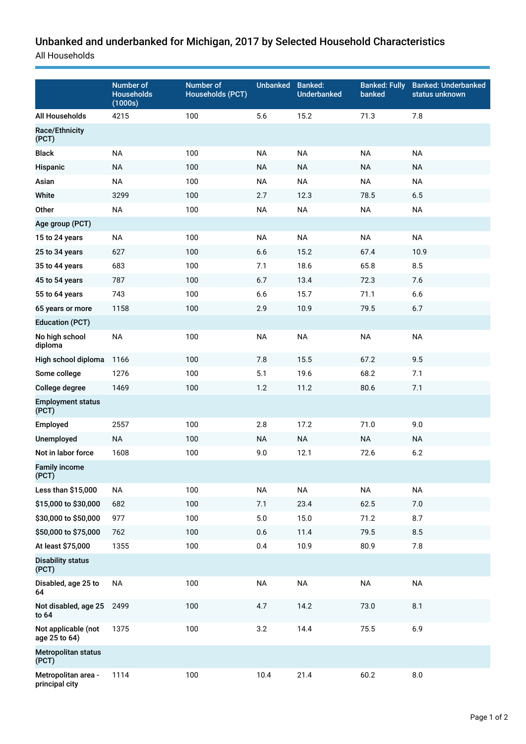# Unbanked and underbanked for Michigan, 2017 by Selected Household Characteristics

All Households

| | Number of Households (1000s) | Number of Households (PCT) | Unbanked | Banked: Underbanked | Banked: Fully banked | Banked: Underbanked status unknown |
|---|---|---|---|---|---|---|
| **All Households** | 4215 | 100 | 5.6 | 15.2 | 71.3 | 7.8 |
| **Race/Ethnicity (PCT)** | | | | | | |
| **Black** | NA | 100 | NA | NA | NA | NA |
| **Hispanic** | NA | 100 | NA | NA | NA | NA |
| **Asian** | NA | 100 | NA | NA | NA | NA |
| **White** | 3299 | 100 | 2.7 | 12.3 | 78.5 | 6.5 |
| **Other** | NA | 100 | NA | NA | NA | NA |
| **Age group (PCT)** | | | | | | |
| **15 to 24 years** | NA | 100 | NA | NA | NA | NA |
| **25 to 34 years** | 627 | 100 | 6.6 | 15.2 | 67.4 | 10.9 |
| **35 to 44 years** | 683 | 100 | 7.1 | 18.6 | 65.8 | 8.5 |
| **45 to 54 years** | 787 | 100 | 6.7 | 13.4 | 72.3 | 7.6 |
| **55 to 64 years** | 743 | 100 | 6.6 | 15.7 | 71.1 | 6.6 |
| **65 years or more** | 1158 | 100 | 2.9 | 10.9 | 79.5 | 6.7 |
| **Education (PCT)** | | | | | | |
| **No high school diploma** | NA | 100 | NA | NA | NA | NA |
| **High school diploma** | 1166 | 100 | 7.8 | 15.5 | 67.2 | 9.5 |
| **Some college** | 1276 | 100 | 5.1 | 19.6 | 68.2 | 7.1 |
| **College degree** | 1469 | 100 | 1.2 | 11.2 | 80.6 | 7.1 |
| **Employment status (PCT)** | | | | | | |
| **Employed** | 2557 | 100 | 2.8 | 17.2 | 71.0 | 9.0 |
| **Unemployed** | NA | 100 | NA | NA | NA | NA |
| **Not in labor force** | 1608 | 100 | 9.0 | 12.1 | 72.6 | 6.2 |
| **Family income (PCT)** | | | | | | |
| **Less than $15,000** | NA | 100 | NA | NA | NA | NA |
| **$15,000 to $30,000** | 682 | 100 | 7.1 | 23.4 | 62.5 | 7.0 |
| **$30,000 to $50,000** | 977 | 100 | 5.0 | 15.0 | 71.2 | 8.7 |
| **$50,000 to $75,000** | 762 | 100 | 0.6 | 11.4 | 79.5 | 8.5 |
| **At least $75,000** | 1355 | 100 | 0.4 | 10.9 | 80.9 | 7.8 |
| **Disability status (PCT)** | | | | | | |
| **Disabled, age 25 to 64** | NA | 100 | NA | NA | NA | NA |
| **Not disabled, age 25 to 64** | 2499 | 100 | 4.7 | 14.2 | 73.0 | 8.1 |
| **Not applicable (not age 25 to 64)** | 1375 | 100 | 3.2 | 14.4 | 75.5 | 6.9 |
| **Metropolitan status (PCT)** | | | | | | |
| **Metropolitan area - principal city** | 1114 | 100 | 10.4 | 21.4 | 60.2 | 8.0 |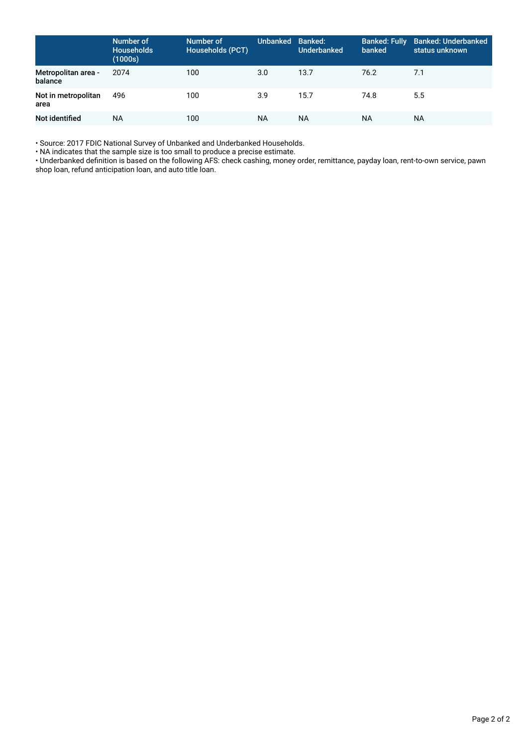| | Number of Households (1000s) | Number of Households (PCT) | Unbanked | Banked: Underbanked | Banked: Fully banked | Banked: Underbanked status unknown |
|---|---|---|---|---|---|---|
| **Metropolitan area - balance** | 2074 | 100 | 3.0 | 13.7 | 76.2 | 7.1 |
| **Not in metropolitan area** | 496 | 100 | 3.9 | 15.7 | 74.8 | 5.5 |
| **Not identified** | NA | 100 | NA | NA | NA | NA |

- Source: 2017 FDIC National Survey of Unbanked and Underbanked Households.
- NA indicates that the sample size is too small to produce a precise estimate.
- Underbanked definition is based on the following AFS: check cashing, money order, remittance, payday loan, rent-to-own service, pawn shop loan, refund anticipation loan, and auto title loan.